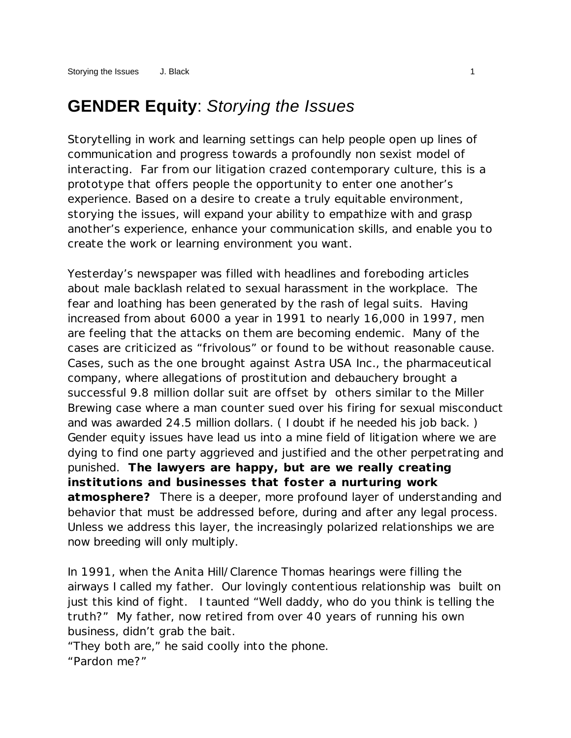# **GENDER Equity**: *Storying the Issues*

Storytelling in work and learning settings can help people open up lines of communication and progress towards a profoundly non sexist model of interacting. Far from our litigation crazed contemporary culture, this is a prototype that offers people the opportunity to enter one another's experience. Based on a desire to create a truly equitable environment, storying the issues, will expand your ability to empathize with and grasp another's experience, enhance your communication skills, and enable you to create the work or learning environment you want.

Yesterday's newspaper was filled with headlines and foreboding articles about male backlash related to sexual harassment in the workplace. The fear and loathing has been generated by the rash of legal suits. Having increased from about 6000 a year in 1991 to nearly 16,000 in 1997, men are feeling that the attacks on them are becoming endemic. Many of the cases are criticized as "frivolous" or found to be without reasonable cause. Cases, such as the one brought against Astra USA Inc., the pharmaceutical company, where allegations of prostitution and debauchery brought a successful 9.8 million dollar suit are offset by others similar to the Miller Brewing case where a man counter sued over his firing for sexual misconduct and was awarded 24.5 million dollars. ( I doubt if he needed his job back. ) Gender equity issues have lead us into a mine field of litigation where we are dying to find one party aggrieved and justified and the other perpetrating and punished. **The lawyers are happy, but are we really creating institutions and businesses that foster a nurturing work atmosphere?** There is a deeper, more profound layer of understanding and behavior that must be addressed before, during and after any legal process. Unless we address this layer, the increasingly polarized relationships we are now breeding will only multiply.

In 1991, when the Anita Hill/Clarence Thomas hearings were filling the airways I called my father. Our lovingly contentious relationship was built on just this kind of fight. I taunted "Well daddy, who do you think is telling the truth?" My father, now retired from over 40 years of running his own business, didn't grab the bait.

"They both are," he said coolly into the phone.

"Pardon me?"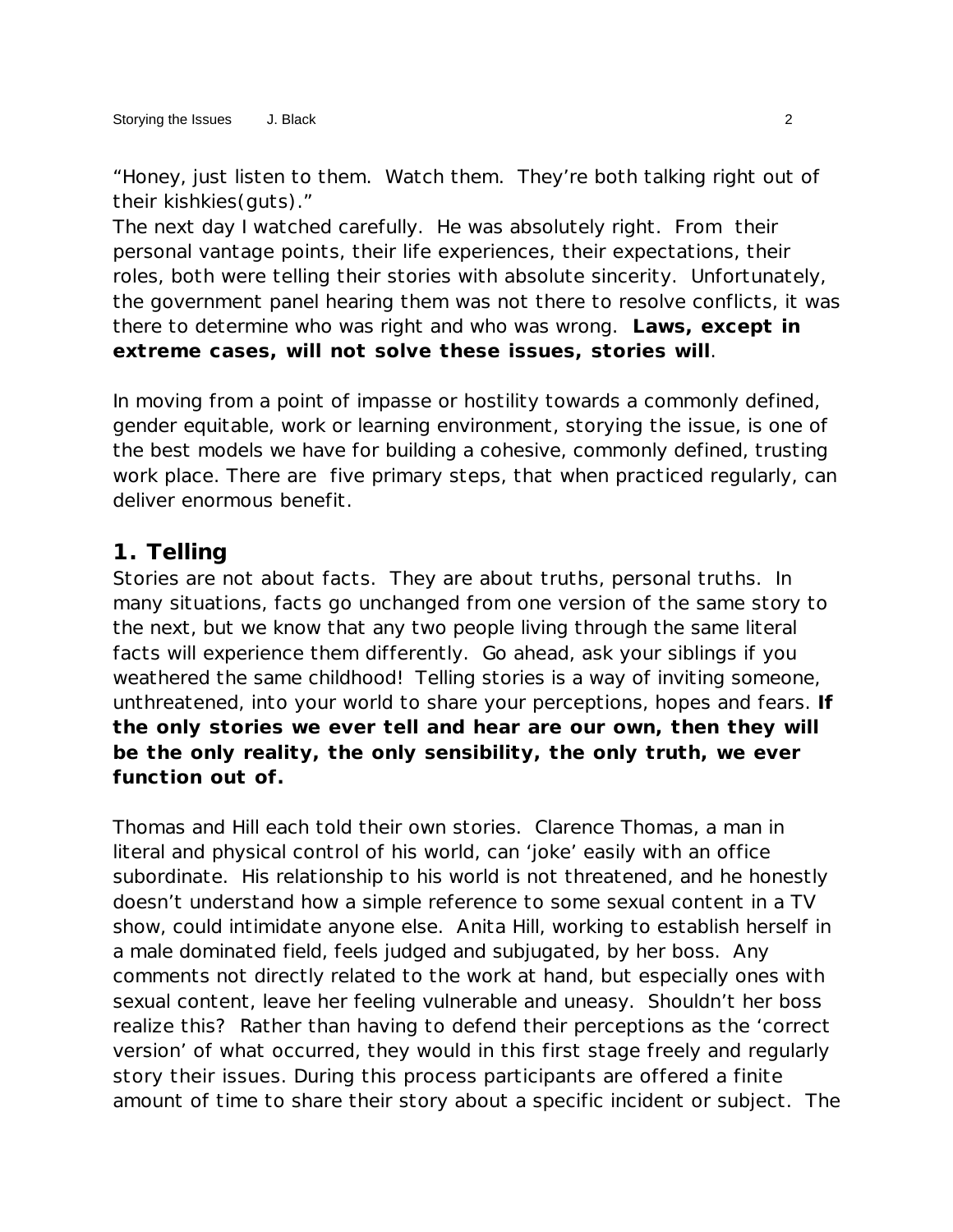"Honey, just listen to them. Watch them. They're both talking right out of their kishkies(guts)."

The next day I watched carefully. He was absolutely right. From their personal vantage points, their life experiences, their expectations, their roles, both were telling their stories with absolute sincerity. Unfortunately, the government panel hearing them was not there to resolve conflicts, it was there to determine who was right and who was wrong. **Laws, except in extreme cases, will not solve these issues, stories will**.

In moving from a point of impasse or hostility towards a commonly defined, gender equitable, work or learning environment, storying the issue, is one of the best models we have for building a cohesive, commonly defined, trusting work place. There are five primary steps, that when practiced regularly, can deliver enormous benefit.

## 1. Telling

Stories are not about facts. They are about truths, personal truths. In many situations, facts go unchanged from one version of the same story to the next, but we know that any two people living through the same literal facts will experience them differently. Go ahead, ask your siblings if you weathered the same childhood! Telling stories is a way of inviting someone, unthreatened, into your world to share your perceptions, hopes and fears. **If the only stories we ever tell and hear are our own, then they will be the only reality, the only sensibility, the only truth, we ever function out of.**

Thomas and Hill each told their own stories. Clarence Thomas, a man in literal and physical control of his world, can 'joke' easily with an office subordinate. His relationship to his world is not threatened, and he honestly doesn't understand how a simple reference to some sexual content in a TV show, could intimidate anyone else. Anita Hill, working to establish herself in a male dominated field, feels judged and subjugated, by her boss. Any comments not directly related to the work at hand, but especially ones with sexual content, leave her feeling vulnerable and uneasy. Shouldn't her boss realize this? Rather than having to defend their perceptions as the 'correct version' of what occurred, they would in this first stage freely and regularly story their issues. During this process participants are offered a finite amount of time to share their story about a specific incident or subject. The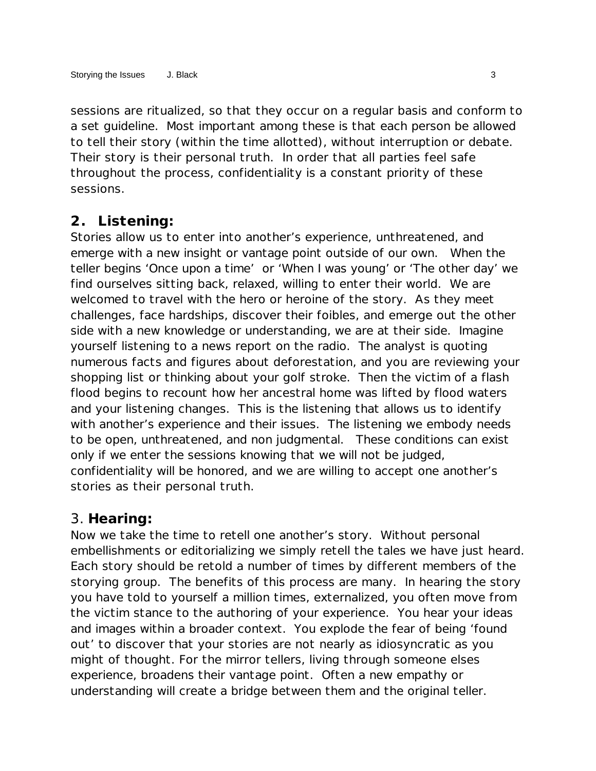sessions are ritualized, so that they occur on a regular basis and conform to a set guideline. Most important among these is that each person be allowed to tell their story (within the time allotted), without interruption or debate. Their story is their personal truth. In order that all parties feel safe throughout the process, confidentiality is a constant priority of these sessions.

## 2. Listening:

Stories allow us to enter into another's experience, unthreatened, and emerge with a new insight or vantage point outside of our own. When the teller begins 'Once upon a time' or 'When I was young' or 'The other day' we find ourselves sitting back, relaxed, willing to enter their world. We are welcomed to travel with the hero or heroine of the story. As they meet challenges, face hardships, discover their foibles, and emerge out the other side with a new knowledge or understanding, we are at their side. Imagine yourself listening to a news report on the radio. The analyst is quoting numerous facts and figures about deforestation, and you are reviewing your shopping list or thinking about your golf stroke. Then the victim of a flash flood begins to recount how her ancestral home was lifted by flood waters and your listening changes. This is the listening that allows us to identify with another's experience and their issues. The listening we embody needs to be open, unthreatened, and non judgmental. These conditions can exist only if we enter the sessions knowing that we will not be judged, confidentiality will be honored, and we are willing to accept one another's stories as their personal truth.

## 3. **Hearing:**

Now we take the time to retell one another's story. Without personal embellishments or editorializing we simply retell the tales we have just heard. Each story should be retold a number of times by different members of the storying group. The benefits of this process are many. In hearing the story you have told to yourself a million times, externalized, you often move from the victim stance to the authoring of your experience. You hear your ideas and images within a broader context. You explode the fear of being 'found out' to discover that your stories are not nearly as idiosyncratic as you might of thought. For the mirror tellers, living through someone elses experience, broadens their vantage point. Often a new empathy or understanding will create a bridge between them and the original teller.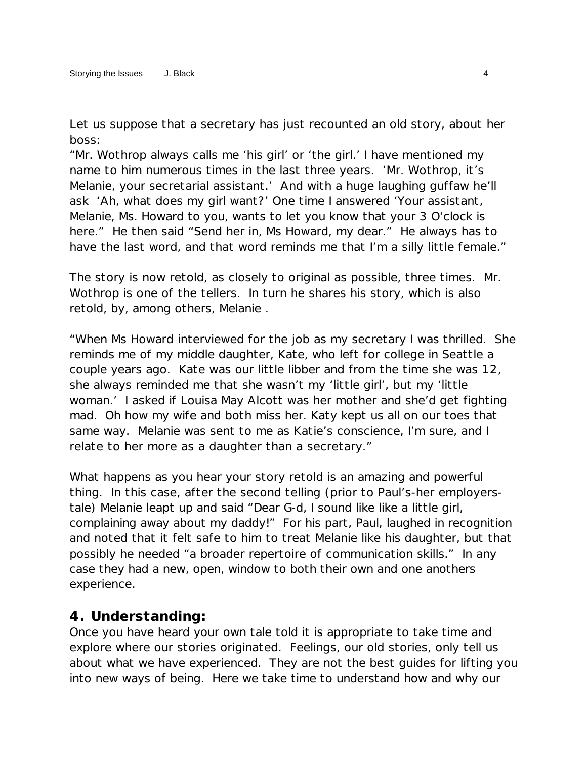Let us suppose that a secretary has just recounted an old story, about her boss:

"Mr. Wothrop always calls me 'his girl' or 'the girl.' I have mentioned my name to him numerous times in the last three years. 'Mr. Wothrop, it's Melanie, your secretarial assistant.' And with a huge laughing guffaw he'll ask 'Ah, what does my girl want?' One time I answered 'Your assistant, Melanie, Ms. Howard to you, wants to let you know that your 3 O'clock is here." He then said "Send her in, Ms Howard, my dear." He always has to have the last word, and that word reminds me that I'm a silly little female."

The story is now retold, as closely to original as possible, three times. Mr. Wothrop is one of the tellers. In turn he shares his story, which is also retold, by, among others, Melanie .

"When Ms Howard interviewed for the job as my secretary I was thrilled. She reminds me of my middle daughter, Kate, who left for college in Seattle a couple years ago. Kate was our little libber and from the time she was 12, she always reminded me that she wasn't my 'little girl', but my 'little woman.' I asked if Louisa May Alcott was her mother and she'd get fighting mad. Oh how my wife and both miss her. Katy kept us all on our toes that same way. Melanie was sent to me as Katie's conscience, I'm sure, and I relate to her more as a daughter than a secretary."

What happens as you hear your story retold is an amazing and powerful thing. In this case, after the second telling (prior to Paul's-her employers-tale) Melanie leapt up and said "Dear G-d, I sound like like a little girl, complaining away about my daddy!" For his part, Paul, laughed in recognition and noted that it felt safe to him to treat Melanie like his daughter, but that possibly he needed "a broader repertoire of communication skills." In any case they had a new, open, window to both their own and one anothers experience.

## 4. Understanding:

Once you have heard your own tale told it is appropriate to take time and explore where our stories originated. Feelings, our old stories, only tell us about what we have experienced. They are not the best guides for lifting you into new ways of being. Here we take time to understand how and why our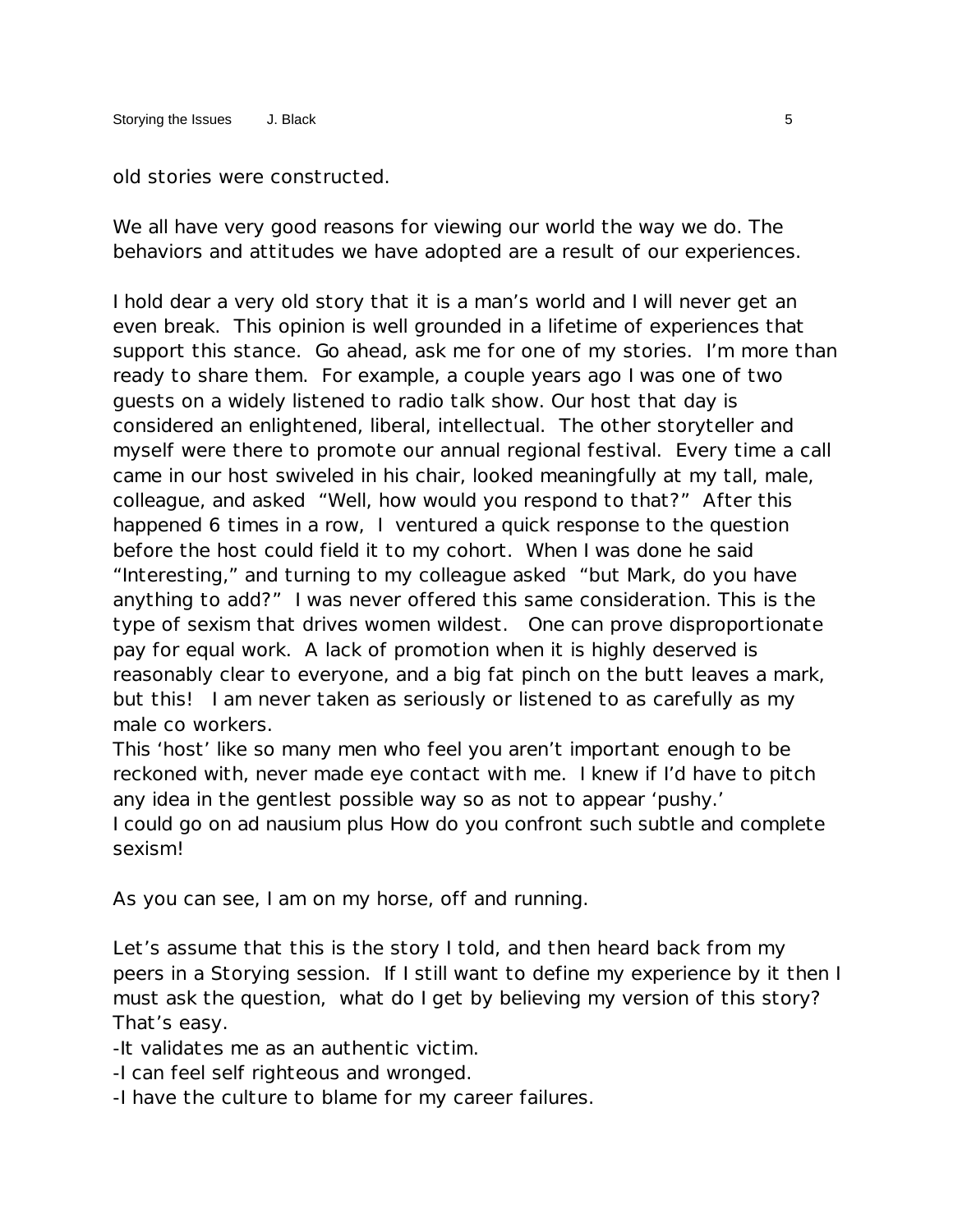old stories were constructed.

We all have very good reasons for viewing our world the way we do. The behaviors and attitudes we have adopted are a result of our experiences.

I hold dear a very old story that it is a man's world and I will never get an even break. This opinion is well grounded in a lifetime of experiences that support this stance. Go ahead, ask me for one of my stories. I'm more than ready to share them. For example, a couple years ago I was one of two guests on a widely listened to radio talk show. Our host that day is considered an enlightened, liberal, intellectual. The other storyteller and myself were there to promote our annual regional festival. Every time a call came in our host swiveled in his chair, looked meaningfully at my tall, male, colleague, and asked "Well, how would you respond to that?" After this happened 6 times in a row, I ventured a quick response to the question before the host could field it to my cohort. When I was done he said "Interesting," and turning to my colleague asked "but Mark, do you have anything to add?" I was never offered this same consideration. This is the type of sexism that drives women wildest. One can prove disproportionate pay for equal work. A lack of promotion when it is highly deserved is reasonably clear to everyone, and a big fat pinch on the butt leaves a mark, but this! I am never taken as seriously or listened to as carefully as my male co workers.
This 'host' like so many men who feel you aren't important enough to be reckoned with, never made eye contact with me. I knew if I'd have to pitch any idea in the gentlest possible way so as not to appear 'pushy.'
I could go on ad nausium plus How do you confront such subtle and complete sexism!

As you can see, I am on my horse, off and running.

Let's assume that this is the story I told, and then heard back from my peers in a Storying session. If I still want to define my experience by it then I must ask the question, what do I get by believing my version of this story? That's easy.

-It validates me as an authentic victim.
-I can feel self righteous and wronged.
-I have the culture to blame for my career failures.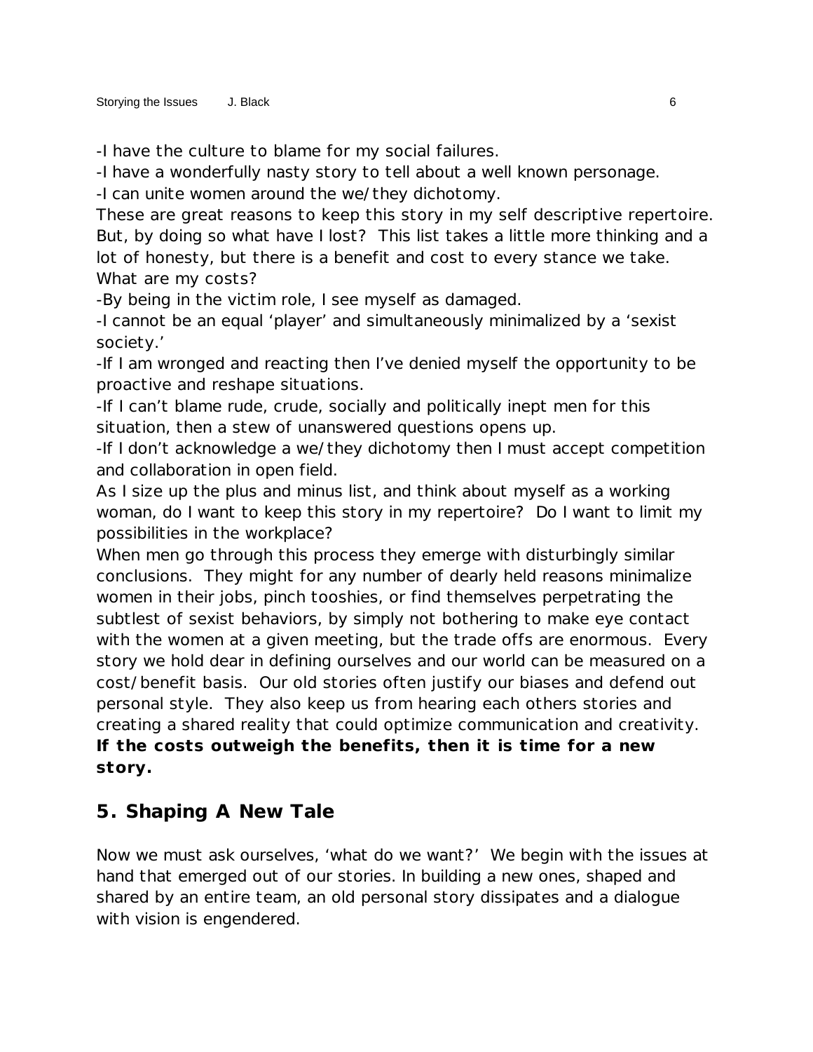-I have the culture to blame for my social failures.
-I have a wonderfully nasty story to tell about a well known personage.
-I can unite women around the we/they dichotomy.
These are great reasons to keep this story in my self descriptive repertoire. But, by doing so what have I lost? This list takes a little more thinking and a lot of honesty, but there is a benefit and cost to every stance we take. What are my costs?
-By being in the victim role, I see myself as damaged.
-I cannot be an equal 'player' and simultaneously minimalized by a 'sexist society.'
-If I am wronged and reacting then I've denied myself the opportunity to be proactive and reshape situations.
-If I can't blame rude, crude, socially and politically inept men for this situation, then a stew of unanswered questions opens up.
-If I don't acknowledge a we/they dichotomy then I must accept competition and collaboration in open field.
As I size up the plus and minus list, and think about myself as a working woman, do I want to keep this story in my repertoire? Do I want to limit my possibilities in the workplace?
When men go through this process they emerge with disturbingly similar conclusions. They might for any number of dearly held reasons minimalize women in their jobs, pinch tooshies, or find themselves perpetrating the subtlest of sexist behaviors, by simply not bothering to make eye contact with the women at a given meeting, but the trade offs are enormous. Every story we hold dear in defining ourselves and our world can be measured on a cost/benefit basis. Our old stories often justify our biases and defend out personal style. They also keep us from hearing each others stories and creating a shared reality that could optimize communication and creativity.
**If the costs outweigh the benefits, then it is time for a new story.**

## 5. Shaping A New Tale

Now we must ask ourselves, 'what do we want?' We begin with the issues at hand that emerged out of our stories. In building a new ones, shaped and shared by an entire team, an old personal story dissipates and a dialogue with vision is engendered.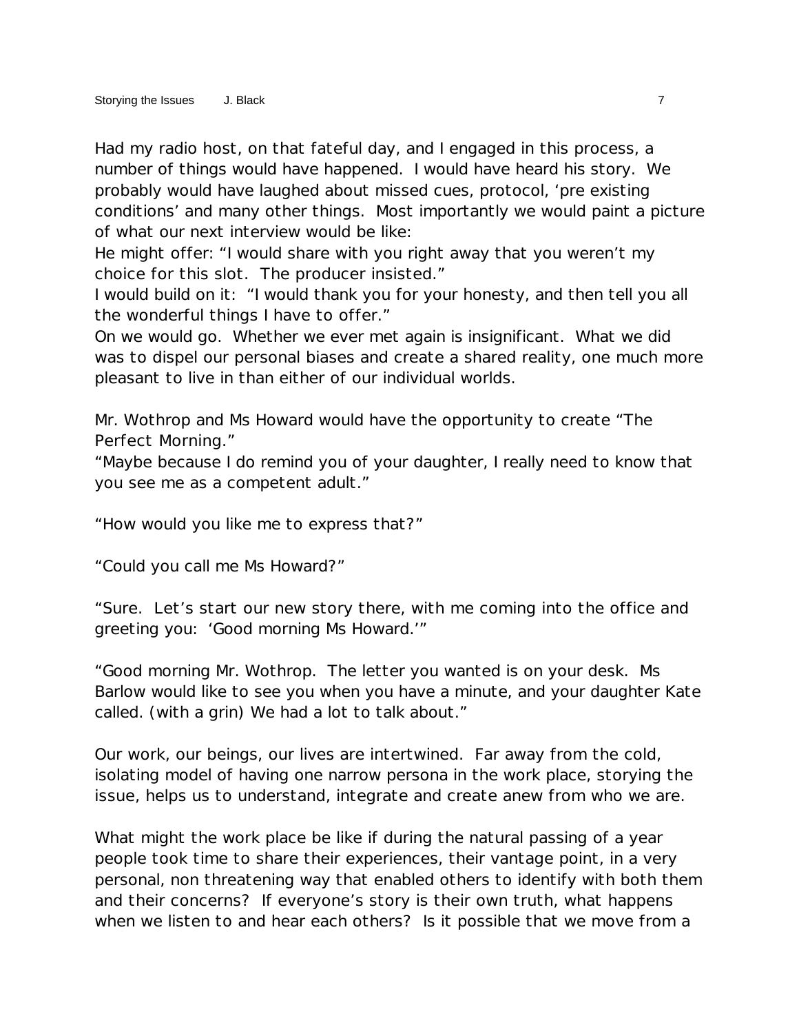Had my radio host, on that fateful day, and I engaged in this process, a number of things would have happened. I would have heard his story. We probably would have laughed about missed cues, protocol, 'pre existing conditions' and many other things. Most importantly we would paint a picture of what our next interview would be like:
He might offer: "I would share with you right away that you weren't my choice for this slot. The producer insisted."
I would build on it: "I would thank you for your honesty, and then tell you all the wonderful things I have to offer."
On we would go. Whether we ever met again is insignificant. What we did was to dispel our personal biases and create a shared reality, one much more pleasant to live in than either of our individual worlds.

Mr. Wothrop and Ms Howard would have the opportunity to create "The Perfect Morning."
"Maybe because I do remind you of your daughter, I really need to know that you see me as a competent adult."

"How would you like me to express that?"

"Could you call me Ms Howard?"

"Sure. Let's start our new story there, with me coming into the office and greeting you: 'Good morning Ms Howard.'"

"Good morning Mr. Wothrop. The letter you wanted is on your desk. Ms Barlow would like to see you when you have a minute, and your daughter Kate called. (with a grin) We had a lot to talk about."

Our work, our beings, our lives are intertwined. Far away from the cold, isolating model of having one narrow persona in the work place, storying the issue, helps us to understand, integrate and create anew from who we are.

What might the work place be like if during the natural passing of a year people took time to share their experiences, their vantage point, in a very personal, non threatening way that enabled others to identify with both them and their concerns? If everyone's story is their own truth, what happens when we listen to and hear each others? Is it possible that we move from a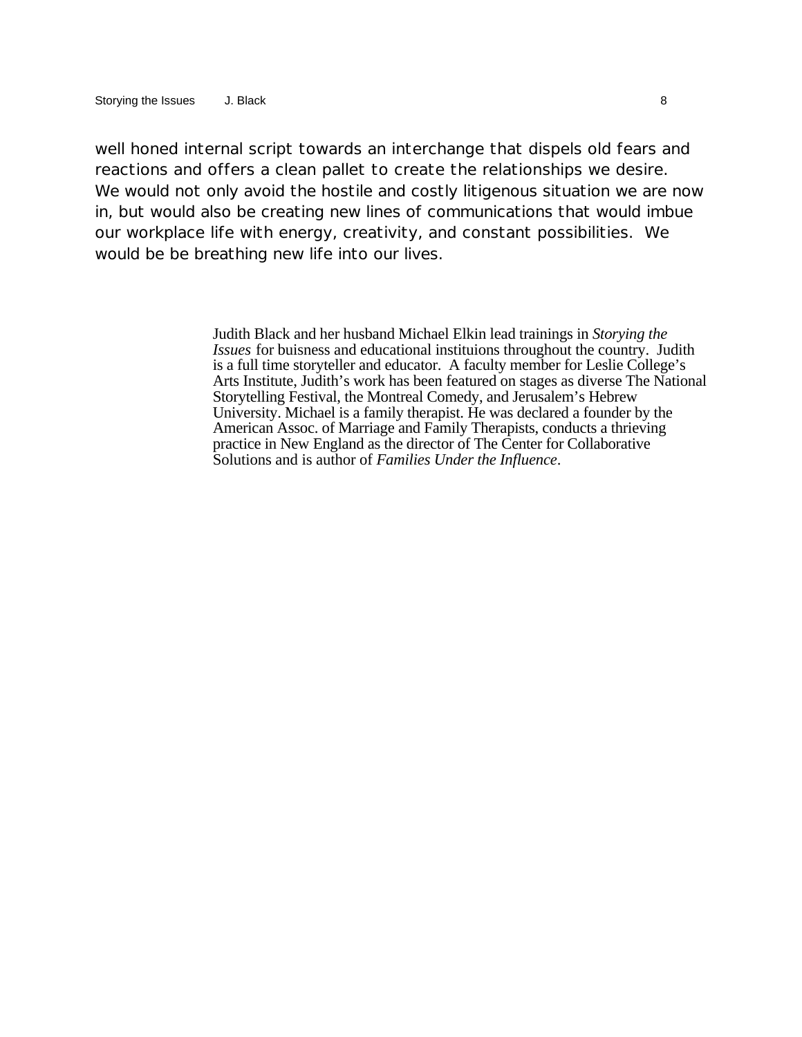well honed internal script towards an interchange that dispels old fears and reactions and offers a clean pallet to create the relationships we desire. We would not only avoid the hostile and costly litigenous situation we are now in, but would also be creating new lines of communications that would imbue our workplace life with energy, creativity, and constant possibilities. We would be be breathing new life into our lives.

Judith Black and her husband Michael Elkin lead trainings in *Storying the Issues* for buisness and educational instituions throughout the country. Judith is a full time storyteller and educator. A faculty member for Leslie College's Arts Institute, Judith's work has been featured on stages as diverse The National Storytelling Festival, the Montreal Comedy, and Jerusalem's Hebrew University. Michael is a family therapist. He was declared a founder by the American Assoc. of Marriage and Family Therapists, conducts a thrieving practice in New England as the director of The Center for Collaborative Solutions and is author of *Families Under the Influence*.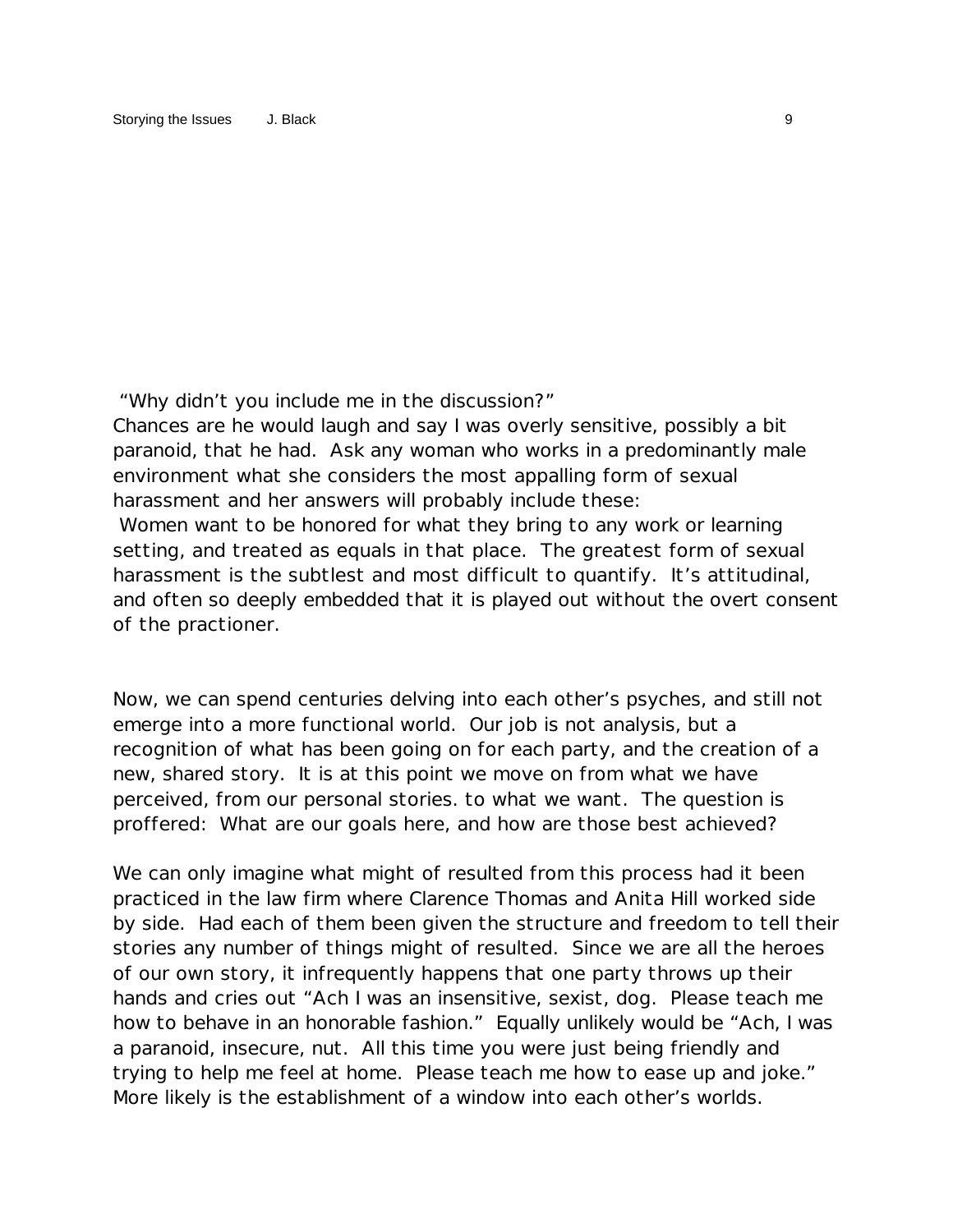"Why didn't you include me in the discussion?"
Chances are he would laugh and say I was overly sensitive, possibly a bit paranoid, that he had. Ask any woman who works in a predominantly male environment what she considers the most appalling form of sexual harassment and her answers will probably include these:
Women want to be honored for what they bring to any work or learning setting, and treated as equals in that place. The greatest form of sexual harassment is the subtlest and most difficult to quantify. It's attitudinal, and often so deeply embedded that it is played out without the overt consent of the practioner.

Now, we can spend centuries delving into each other's psyches, and still not emerge into a more functional world. Our job is not analysis, but a recognition of what has been going on for each party, and the creation of a new, shared story. It is at this point we move on from what we have perceived, from our personal stories. to what we want. The question is proffered: What are our goals here, and how are those best achieved?

We can only imagine what might of resulted from this process had it been practiced in the law firm where Clarence Thomas and Anita Hill worked side by side. Had each of them been given the structure and freedom to tell their stories any number of things might of resulted. Since we are all the heroes of our own story, it infrequently happens that one party throws up their hands and cries out "Ach I was an insensitive, sexist, dog. Please teach me how to behave in an honorable fashion." Equally unlikely would be "Ach, I was a paranoid, insecure, nut. All this time you were just being friendly and trying to help me feel at home. Please teach me how to ease up and joke." More likely is the establishment of a window into each other's worlds.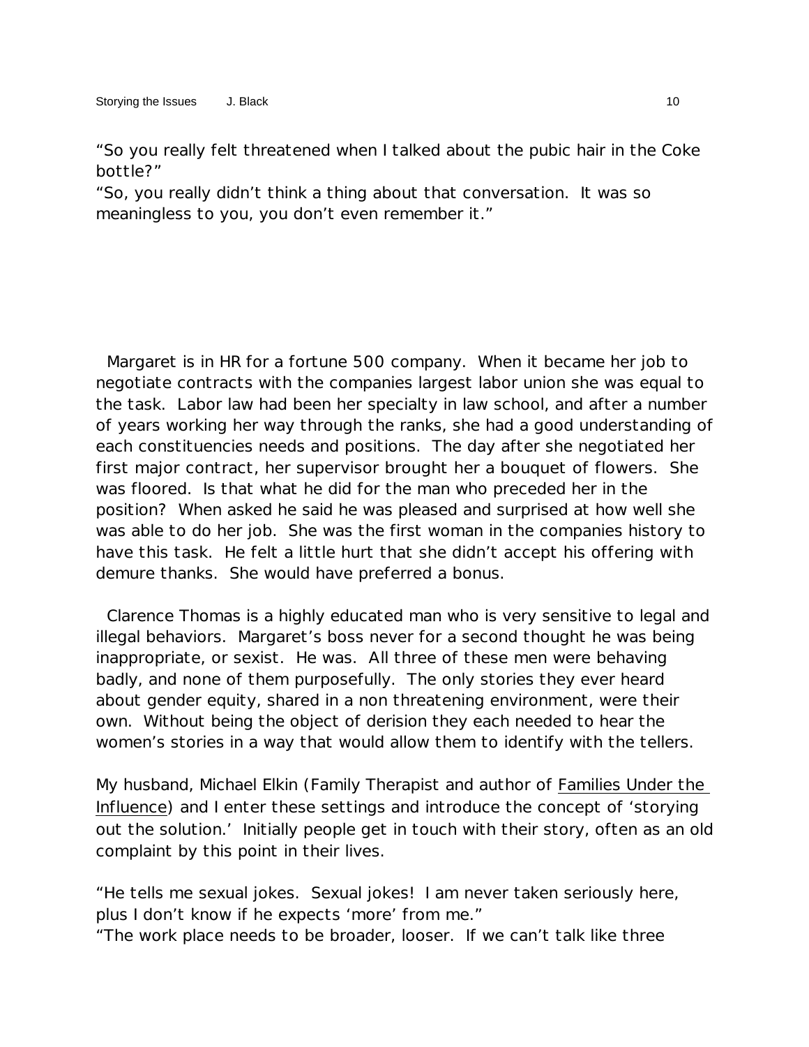"So you really felt threatened when I talked about the pubic hair in the Coke bottle?"

"So, you really didn't think a thing about that conversation. It was so meaningless to you, you don't even remember it."

Margaret is in HR for a fortune 500 company. When it became her job to negotiate contracts with the companies largest labor union she was equal to the task. Labor law had been her specialty in law school, and after a number of years working her way through the ranks, she had a good understanding of each constituencies needs and positions. The day after she negotiated her first major contract, her supervisor brought her a bouquet of flowers. She was floored. Is that what he did for the man who preceded her in the position? When asked he said he was pleased and surprised at how well she was able to do her job. She was the first woman in the companies history to have this task. He felt a little hurt that she didn't accept his offering with demure thanks. She would have preferred a bonus.

Clarence Thomas is a highly educated man who is very sensitive to legal and illegal behaviors. Margaret's boss never for a second thought he was being inappropriate, or sexist. He was. All three of these men were behaving badly, and none of them purposefully. The only stories they ever heard about gender equity, shared in a non threatening environment, were their own. Without being the object of derision they each needed to hear the women's stories in a way that would allow them to identify with the tellers.

My husband, Michael Elkin (Family Therapist and author of Families Under the Influence) and I enter these settings and introduce the concept of 'storying out the solution.' Initially people get in touch with their story, often as an old complaint by this point in their lives.

"He tells me sexual jokes. Sexual jokes! I am never taken seriously here, plus I don't know if he expects 'more' from me."

"The work place needs to be broader, looser. If we can't talk like three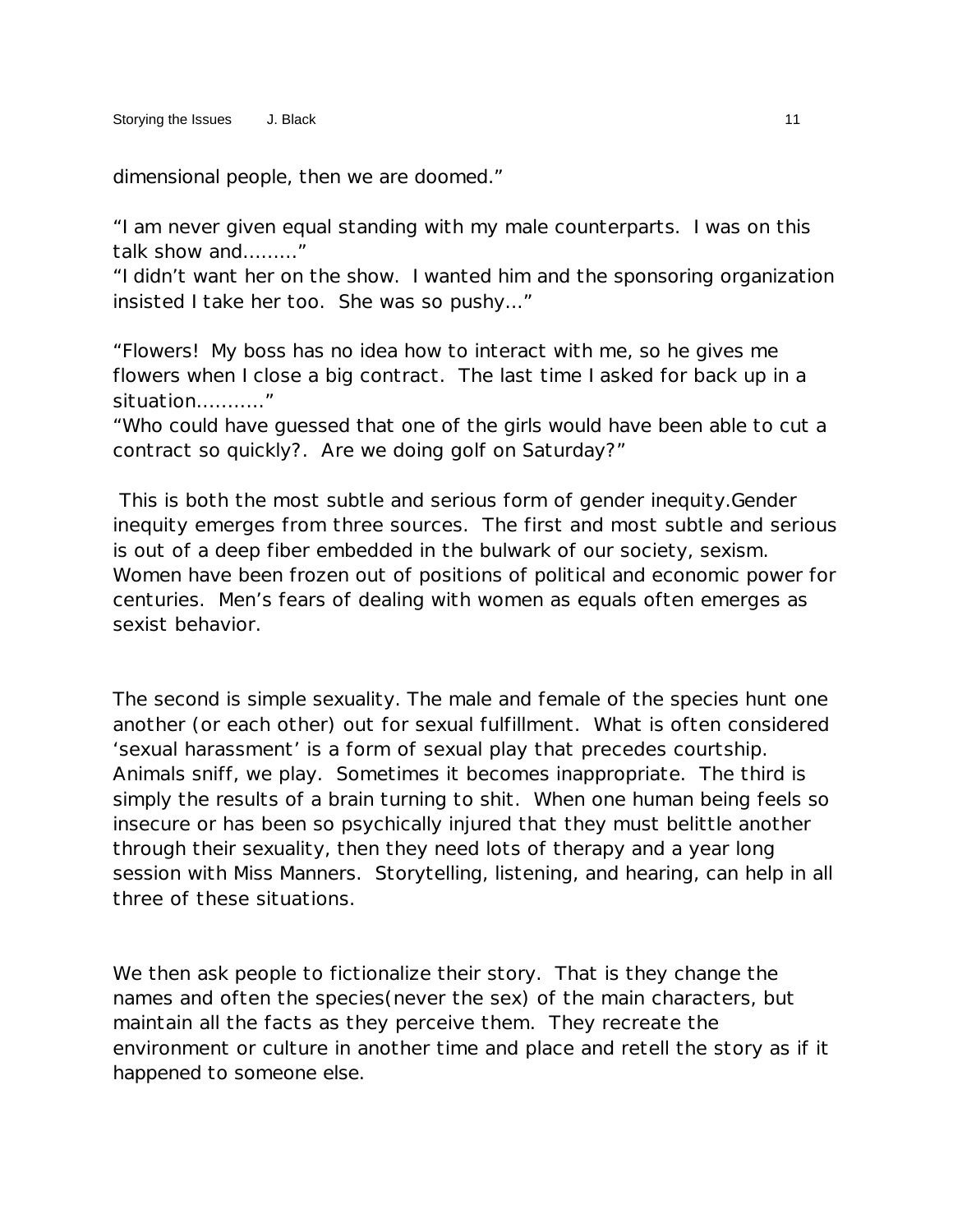dimensional people, then we are doomed."

"I am never given equal standing with my male counterparts. I was on this talk show and………"
"I didn't want her on the show. I wanted him and the sponsoring organization insisted I take her too. She was so pushy…"

"Flowers! My boss has no idea how to interact with me, so he gives me flowers when I close a big contract. The last time I asked for back up in a situation……….."
"Who could have guessed that one of the girls would have been able to cut a contract so quickly?. Are we doing golf on Saturday?"

This is both the most subtle and serious form of gender inequity.Gender inequity emerges from three sources. The first and most subtle and serious is out of a deep fiber embedded in the bulwark of our society, sexism. Women have been frozen out of positions of political and economic power for centuries. Men's fears of dealing with women as equals often emerges as sexist behavior.

The second is simple sexuality. The male and female of the species hunt one another (or each other) out for sexual fulfillment. What is often considered 'sexual harassment' is a form of sexual play that precedes courtship. Animals sniff, we play. Sometimes it becomes inappropriate. The third is simply the results of a brain turning to shit. When one human being feels so insecure or has been so psychically injured that they must belittle another through their sexuality, then they need lots of therapy and a year long session with Miss Manners. Storytelling, listening, and hearing, can help in all three of these situations.

We then ask people to fictionalize their story. That is they change the names and often the species(never the sex) of the main characters, but maintain all the facts as they perceive them. They recreate the environment or culture in another time and place and retell the story as if it happened to someone else.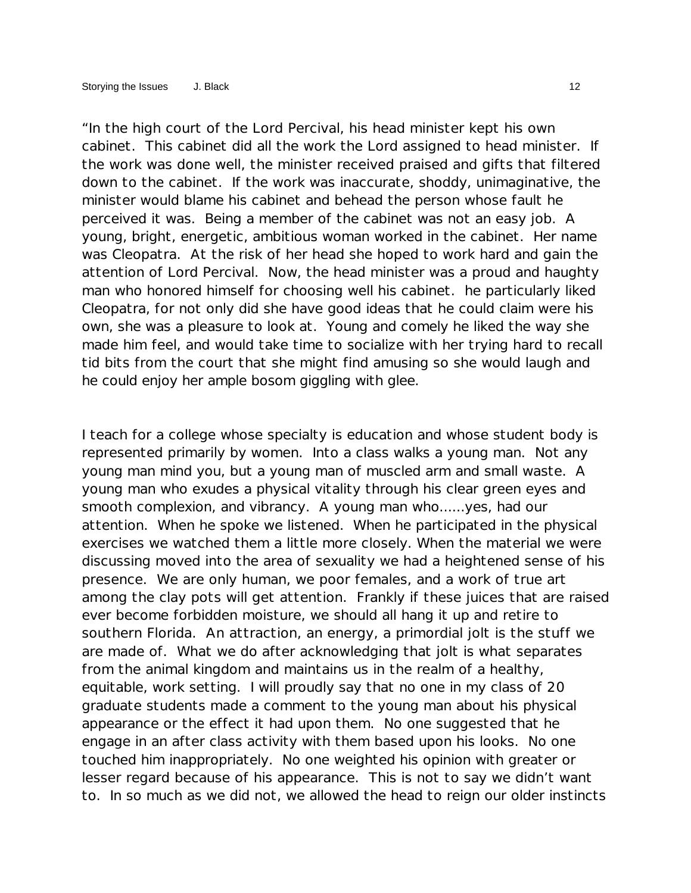"In the high court of the Lord Percival, his head minister kept his own cabinet. This cabinet did all the work the Lord assigned to head minister. If the work was done well, the minister received praised and gifts that filtered down to the cabinet. If the work was inaccurate, shoddy, unimaginative, the minister would blame his cabinet and behead the person whose fault he perceived it was. Being a member of the cabinet was not an easy job. A young, bright, energetic, ambitious woman worked in the cabinet. Her name was Cleopatra. At the risk of her head she hoped to work hard and gain the attention of Lord Percival. Now, the head minister was a proud and haughty man who honored himself for choosing well his cabinet. he particularly liked Cleopatra, for not only did she have good ideas that he could claim were his own, she was a pleasure to look at. Young and comely he liked the way she made him feel, and would take time to socialize with her trying hard to recall tid bits from the court that she might find amusing so she would laugh and he could enjoy her ample bosom giggling with glee.

I teach for a college whose specialty is education and whose student body is represented primarily by women. Into a class walks a young man. Not any young man mind you, but a young man of muscled arm and small waste. A young man who exudes a physical vitality through his clear green eyes and smooth complexion, and vibrancy. A young man who......yes, had our attention. When he spoke we listened. When he participated in the physical exercises we watched them a little more closely. When the material we were discussing moved into the area of sexuality we had a heightened sense of his presence. We are only human, we poor females, and a work of true art among the clay pots will get attention. Frankly if these juices that are raised ever become forbidden moisture, we should all hang it up and retire to southern Florida. An attraction, an energy, a primordial jolt is the stuff we are made of. What we do after acknowledging that jolt is what separates from the animal kingdom and maintains us in the realm of a healthy, equitable, work setting. I will proudly say that no one in my class of 20 graduate students made a comment to the young man about his physical appearance or the effect it had upon them. No one suggested that he engage in an after class activity with them based upon his looks. No one touched him inappropriately. No one weighted his opinion with greater or lesser regard because of his appearance. This is not to say we didn't want to. In so much as we did not, we allowed the head to reign our older instincts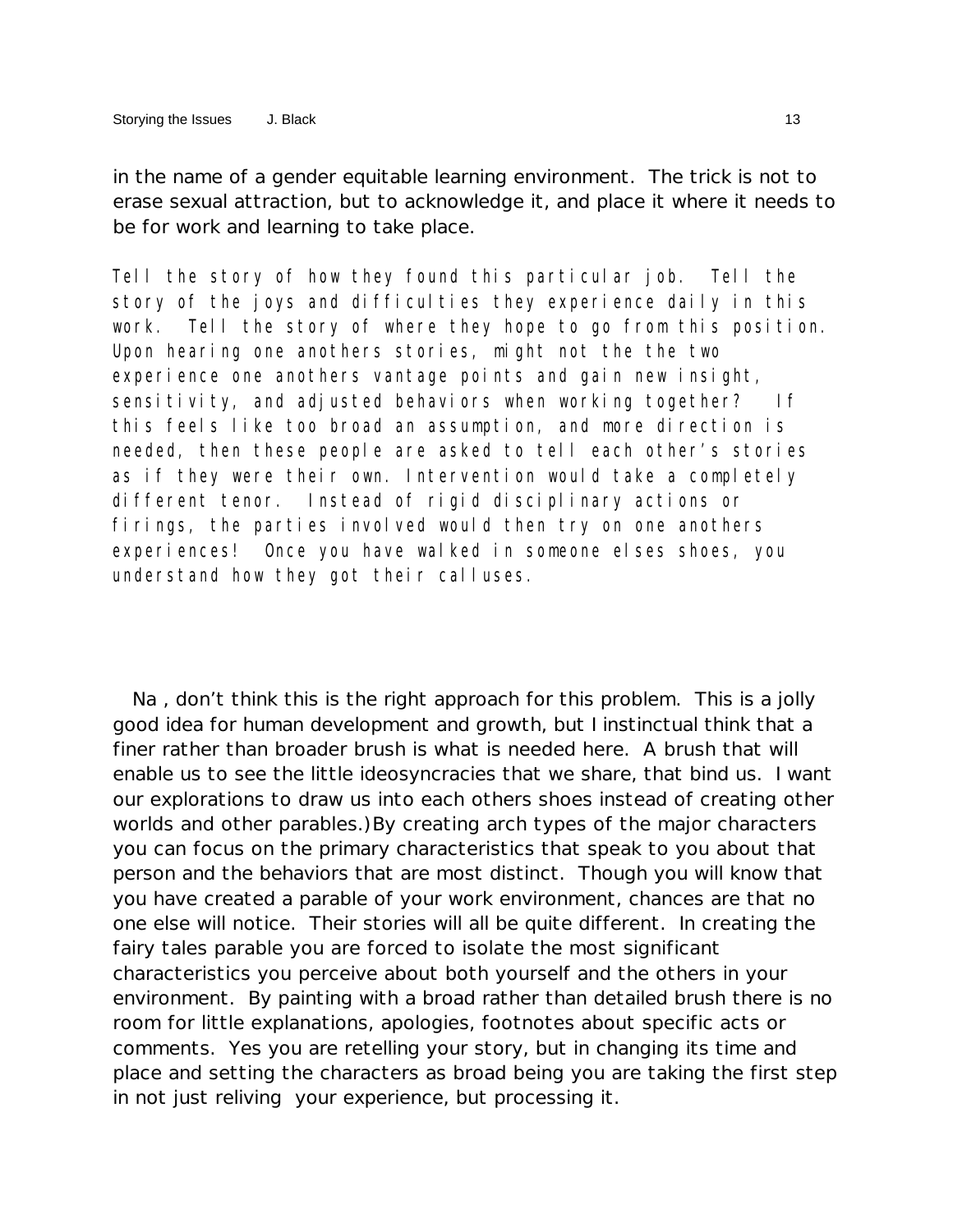in the name of a gender equitable learning environment. The trick is not to erase sexual attraction, but to acknowledge it, and place it where it needs to be for work and learning to take place.

Tell the story of how they found this particular job. Tell the story of the joys and difficulties they experience daily in this work. Tell the story of where they hope to go from this position. Upon hearing one anothers stories, might not the the two experience one anothers vantage points and gain new insight, sensitivity, and adjusted behaviors when working together? If this feels like too broad an assumption, and more direction is needed, then these people are asked to tell each other's stories as if they were their own. Intervention would take a completely different tenor. Instead of rigid disciplinary actions or firings, the parties involved would then try on one anothers experiences! Once you have walked in someone elses shoes, you understand how they got their calluses.

Na , don't think this is the right approach for this problem. This is a jolly good idea for human development and growth, but I instinctual think that a finer rather than broader brush is what is needed here. A brush that will enable us to see the little ideosyncracies that we share, that bind us. I want our explorations to draw us into each others shoes instead of creating other worlds and other parables.)By creating arch types of the major characters you can focus on the primary characteristics that speak to you about that person and the behaviors that are most distinct. Though you will know that you have created a parable of your work environment, chances are that no one else will notice. Their stories will all be quite different. In creating the fairy tales parable you are forced to isolate the most significant characteristics you perceive about both yourself and the others in your environment. By painting with a broad rather than detailed brush there is no room for little explanations, apologies, footnotes about specific acts or comments. Yes you are retelling your story, but in changing its time and place and setting the characters as broad being you are taking the first step in not just reliving your experience, but processing it.